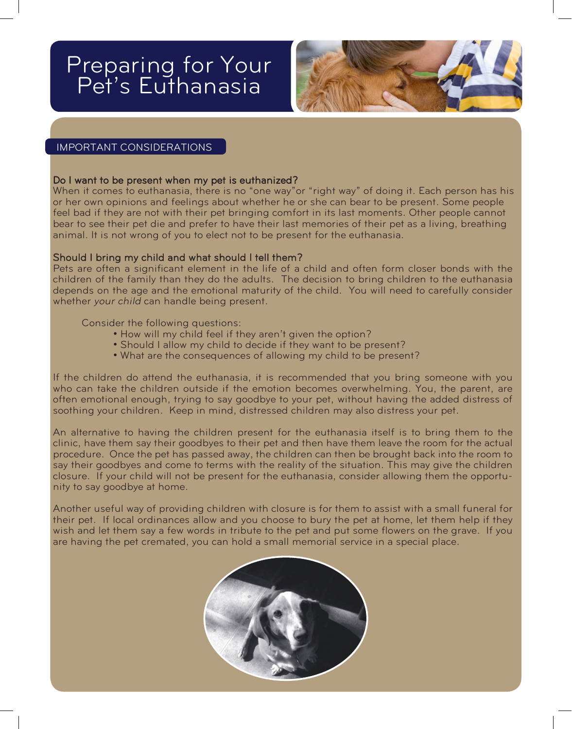# Preparing for Your Pet's Euthanasia

## IMPORTANT CONSIDERATIONS

**Do I want to be present when my pet is euthanized?**
When it comes to euthanasia, there is no "one way"or "right way" of doing it. Each person has his or her own opinions and feelings about whether he or she can bear to be present. Some people feel bad if they are not with their pet bringing comfort in its last moments. Other people cannot bear to see their pet die and prefer to have their last memories of their pet as a living, breathing animal. It is not wrong of you to elect not to be present for the euthanasia.

**Should I bring my child and what should I tell them?**
Pets are often a significant element in the life of a child and often form closer bonds with the children of the family than they do the adults. The decision to bring children to the euthanasia depends on the age and the emotional maturity of the child. You will need to carefully consider whether *your child* can handle being present.

Consider the following questions:

- How will my child feel if they aren't given the option?
- Should I allow my child to decide if they want to be present?
- What are the consequences of allowing my child to be present?

If the children do attend the euthanasia, it is recommended that you bring someone with you who can take the children outside if the emotion becomes overwhelming. You, the parent, are often emotional enough, trying to say goodbye to your pet, without having the added distress of soothing your children. Keep in mind, distressed children may also distress your pet.

An alternative to having the children present for the euthanasia itself is to bring them to the clinic, have them say their goodbyes to their pet and then have them leave the room for the actual procedure. Once the pet has passed away, the children can then be brought back into the room to say their goodbyes and come to terms with the reality of the situation. This may give the children closure. If your child will not be present for the euthanasia, consider allowing them the opportunity to say goodbye at home.

Another useful way of providing children with closure is for them to assist with a small funeral for their pet. If local ordinances allow and you choose to bury the pet at home, let them help if they wish and let them say a few words in tribute to the pet and put some flowers on the grave. If you are having the pet cremated, you can hold a small memorial service in a special place.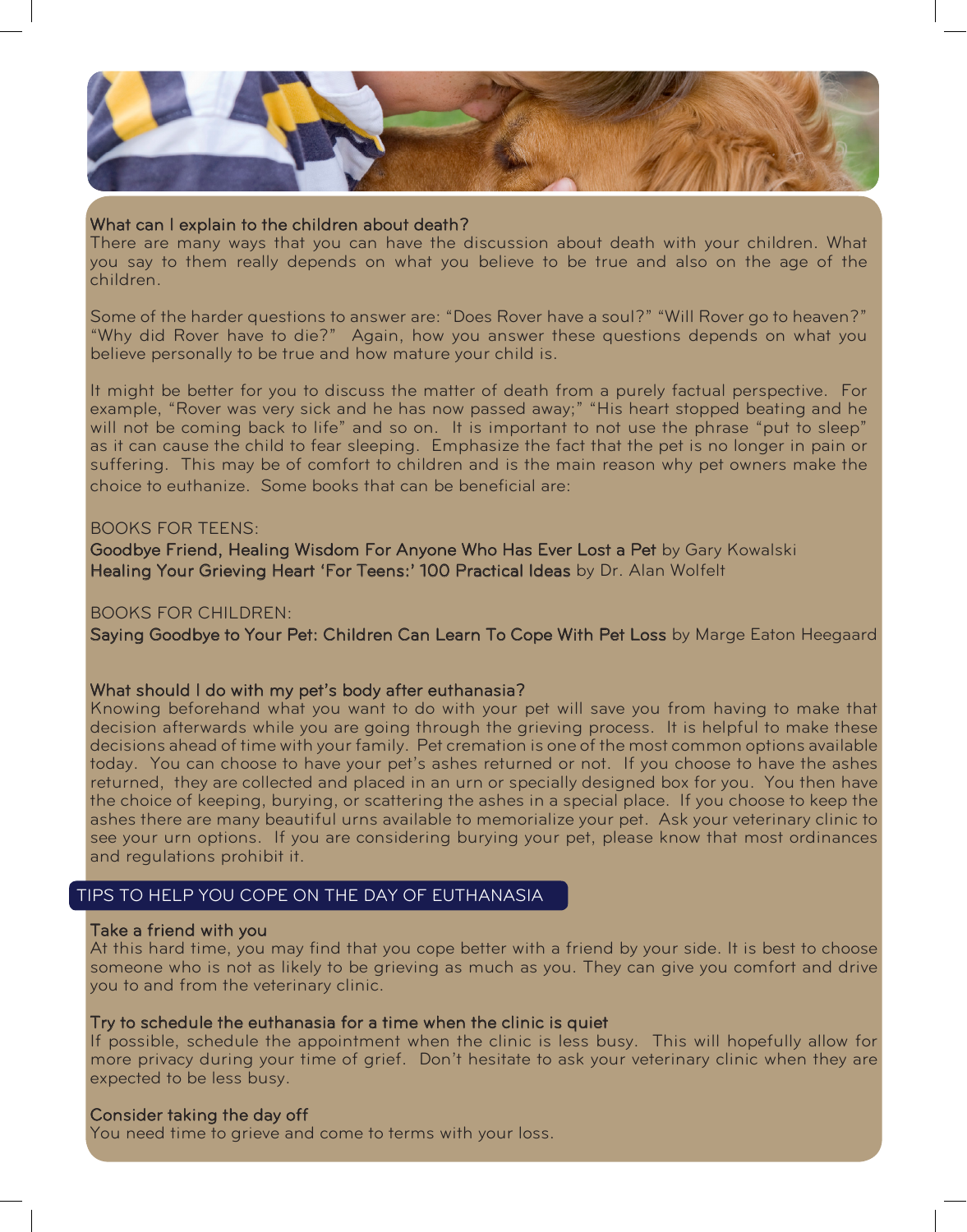### What can I explain to the children about death?

There are many ways that you can have the discussion about death with your children. What you say to them really depends on what you believe to be true and also on the age of the children.

Some of the harder questions to answer are: “Does Rover have a soul?” “Will Rover go to heaven?” “Why did Rover have to die?” Again, how you answer these questions depends on what you believe personally to be true and how mature your child is.

It might be better for you to discuss the matter of death from a purely factual perspective. For example, “Rover was very sick and he has now passed away;” “His heart stopped beating and he will not be coming back to life” and so on. It is important to not use the phrase “put to sleep” as it can cause the child to fear sleeping. Emphasize the fact that the pet is no longer in pain or suffering. This may be of comfort to children and is the main reason why pet owners make the choice to euthanize. Some books that can be beneficial are:

BOOKS FOR TEENS:

**Goodbye Friend, Healing Wisdom For Anyone Who Has Ever Lost a Pet** by Gary Kowalski
**Healing Your Grieving Heart ‘For Teens:’ 100 Practical Ideas** by Dr. Alan Wolfelt

BOOKS FOR CHILDREN:

**Saying Goodbye to Your Pet: Children Can Learn To Cope With Pet Loss** by Marge Eaton Heegaard

### What should I do with my pet’s body after euthanasia?

Knowing beforehand what you want to do with your pet will save you from having to make that decision afterwards while you are going through the grieving process. It is helpful to make these decisions ahead of time with your family. Pet cremation is one of the most common options available today. You can choose to have your pet’s ashes returned or not. If you choose to have the ashes returned, they are collected and placed in an urn or specially designed box for you. You then have the choice of keeping, burying, or scattering the ashes in a special place. If you choose to keep the ashes there are many beautiful urns available to memorialize your pet. Ask your veterinary clinic to see your urn options. If you are considering burying your pet, please know that most ordinances and regulations prohibit it.

## TIPS TO HELP YOU COPE ON THE DAY OF EUTHANASIA

### Take a friend with you

At this hard time, you may find that you cope better with a friend by your side. It is best to choose someone who is not as likely to be grieving as much as you. They can give you comfort and drive you to and from the veterinary clinic.

### Try to schedule the euthanasia for a time when the clinic is quiet

If possible, schedule the appointment when the clinic is less busy. This will hopefully allow for more privacy during your time of grief. Don’t hesitate to ask your veterinary clinic when they are expected to be less busy.

### Consider taking the day off

You need time to grieve and come to terms with your loss.